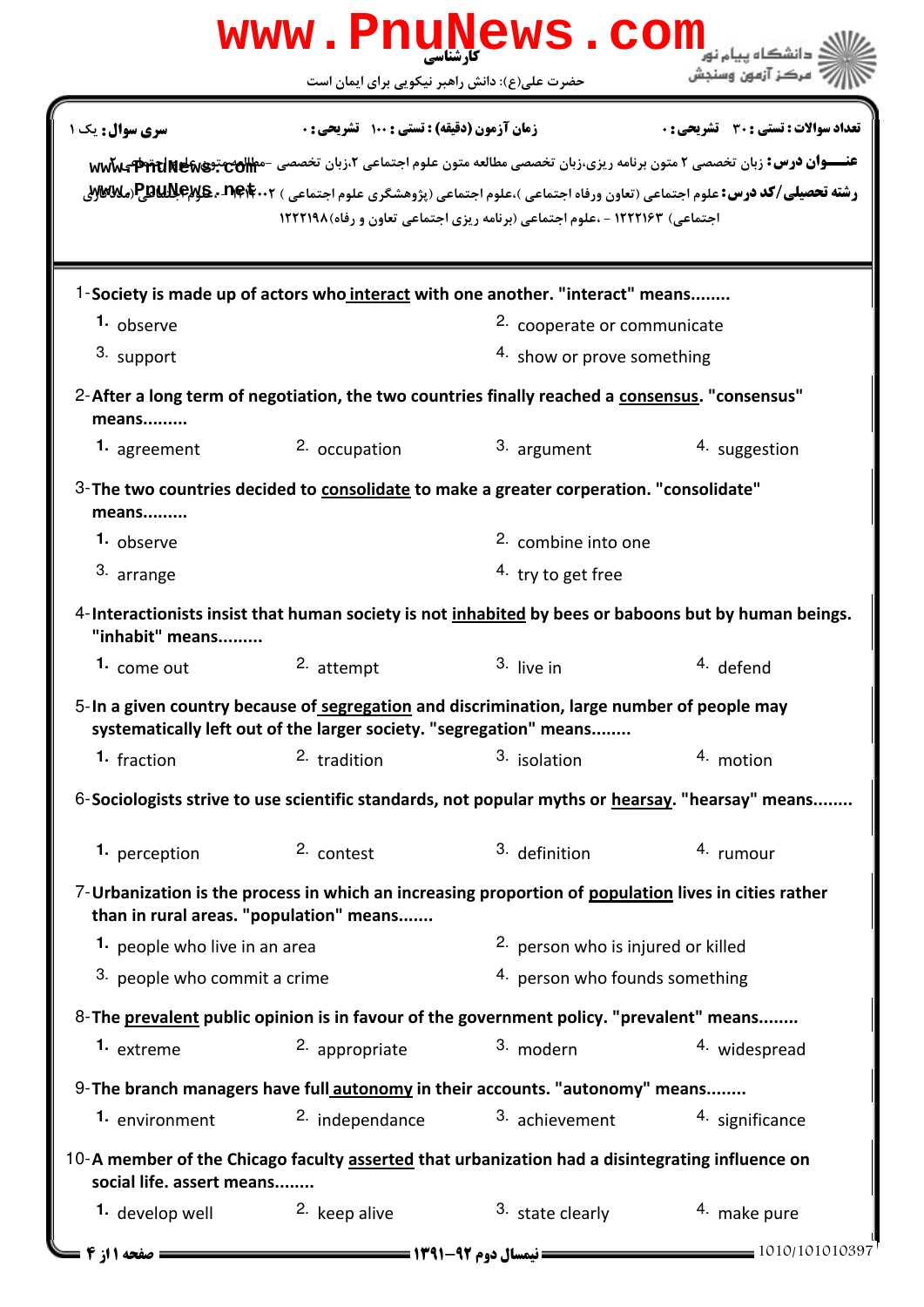کارشناسی

حضرت علی(ع): دانش راهبر نیکویی برای ایمان است

مرکز آزمون وسنجش

**سری سوال:** یک ۱ | **زمان آزمون (دقیقه) : تستی :** ۱۰۰ **تشریحی :** ۰ | **تعداد سوالات : تستی :** ۳۰ **تشریحی :** ۰

**عنـــوان درس:** زبان تخصصی ۲ متون برنامه ریزی،زبان تخصصی مطالعه متون علوم اجتماعی ۲،زبان تخصصی -مطالعه متون علوم اجتماعی ۲

**رشته تحصیلی/کد درس:** علوم اجتماعی (تعاون ورفاه اجتماعی )،علوم اجتماعی (پژوهشگری علوم اجتماعی ) ۱۲۲۲۰۰۲ - ،علوم اجتماعی(مددکاری اجتماعی) ۱۲۲۲۱۶۳ - ،علوم اجتماعی (برنامه ریزی اجتماعی تعاون و رفاه)۱۲۲۲۱۹۸

1-Society is made up of actors who interact with one another. "interact" means........

1. observe
2. cooperate or communicate
3. support
4. show or prove something

2-After a long term of negotiation, the two countries finally reached a consensus. "consensus" means.........

1. agreement
2. occupation
3. argument
4. suggestion

3-The two countries decided to consolidate to make a greater corperation. "consolidate" means.........

1. observe
2. combine into one
3. arrange
4. try to get free

4-Interactionists insist that human society is not inhabited by bees or baboons but by human beings. "inhabit" means.........

1. come out
2. attempt
3. live in
4. defend

5-In a given country because of segregation and discrimination, large number of people may systematically left out of the larger society. "segregation" means........

1. fraction
2. tradition
3. isolation
4. motion

6-Sociologists strive to use scientific standards, not popular myths or hearsay. "hearsay" means........

1. perception
2. contest
3. definition
4. rumour

7-Urbanization is the process in which an increasing proportion of population lives in cities rather than in rural areas. "population" means.......

1. people who live in an area
2. person who is injured or killed
3. people who commit a crime
4. person who founds something

8-The prevalent public opinion is in favour of the government policy. "prevalent" means........

1. extreme
2. appropriate
3. modern
4. widespread

9-The branch managers have full autonomy in their accounts. "autonomy" means........

1. environment
2. independance
3. achievement
4. significance

10-A member of the Chicago faculty asserted that urbanization had a disintegrating influence on social life. assert means........

1. develop well
2. keep alive
3. state clearly
4. make pure

نیمسال دوم ۹۲-۱۳۹۱

1010/101010397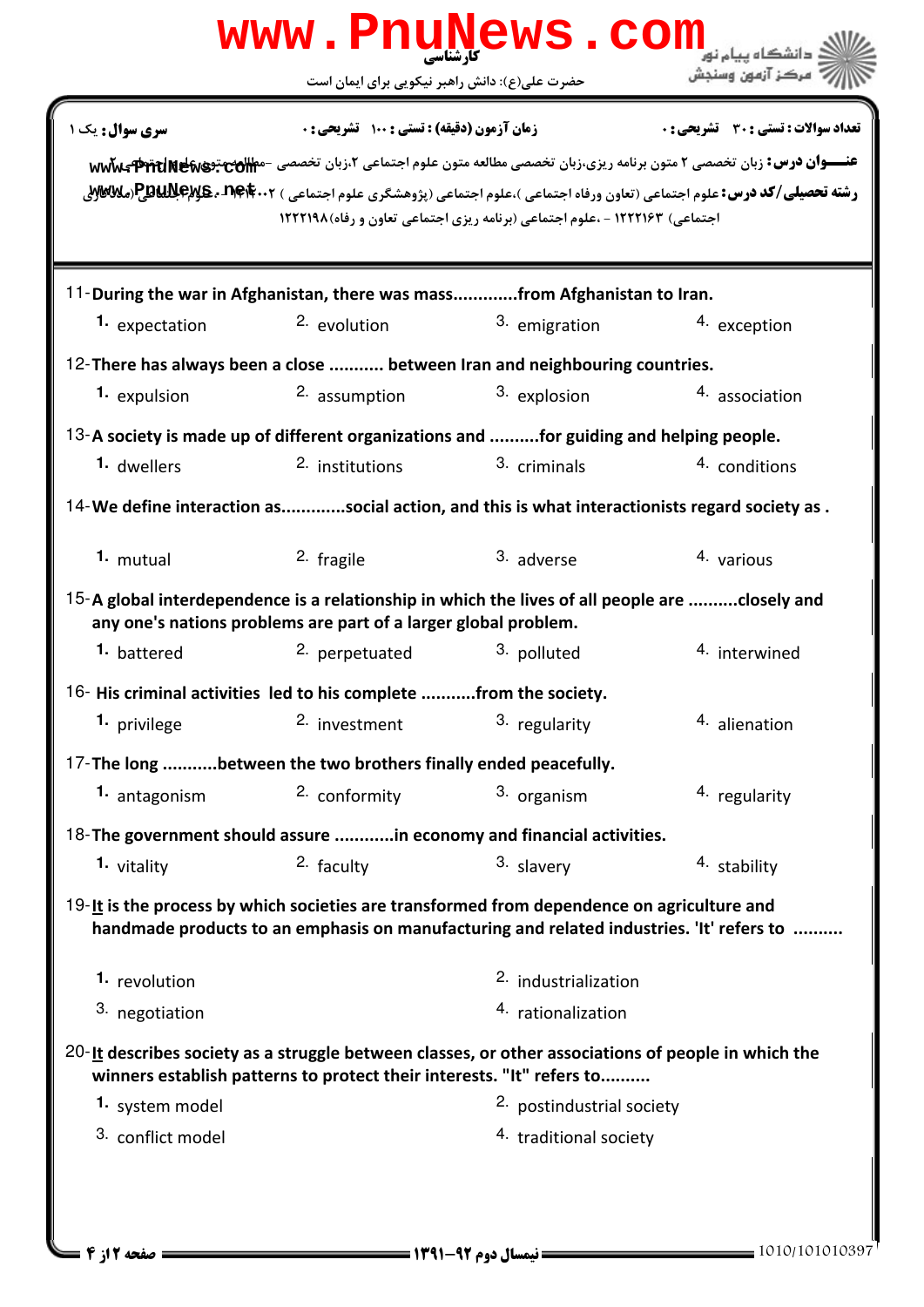11-During the war in Afghanistan, there was mass.............from Afghanistan to Iran.

1. expectation
2. evolution
3. emigration
4. exception

12-There has always been a close ........... between Iran and neighbouring countries.

1. expulsion
2. assumption
3. explosion
4. association

13-A society is made up of different organizations and ..........for guiding and helping people.

1. dwellers
2. institutions
3. criminals
4. conditions

14-We define interaction as.............social action, and this is what interactionists regard society as .

1. mutual
2. fragile
3. adverse
4. various

15-A global interdependence is a relationship in which the lives of all people are ..........closely and any one's nations problems are part of a larger global problem.

1. battered
2. perpetuated
3. polluted
4. interwined

16- His criminal activities led to his complete ...........from the society.

1. privilege
2. investment
3. regularity
4. alienation

17-The long ...........between the two brothers finally ended peacefully.

1. antagonism
2. conformity
3. organism
4. regularity

18-The government should assure ............in economy and financial activities.

1. vitality
2. faculty
3. slavery
4. stability

19-It is the process by which societies are transformed from dependence on agriculture and handmade products to an emphasis on manufacturing and related industries. 'It' refers to ..........

1. revolution
2. industrialization
3. negotiation
4. rationalization

20-It describes society as a struggle between classes, or other associations of people in which the winners establish patterns to protect their interests. "It" refers to..........

1. system model
2. postindustrial society
3. conflict model
4. traditional society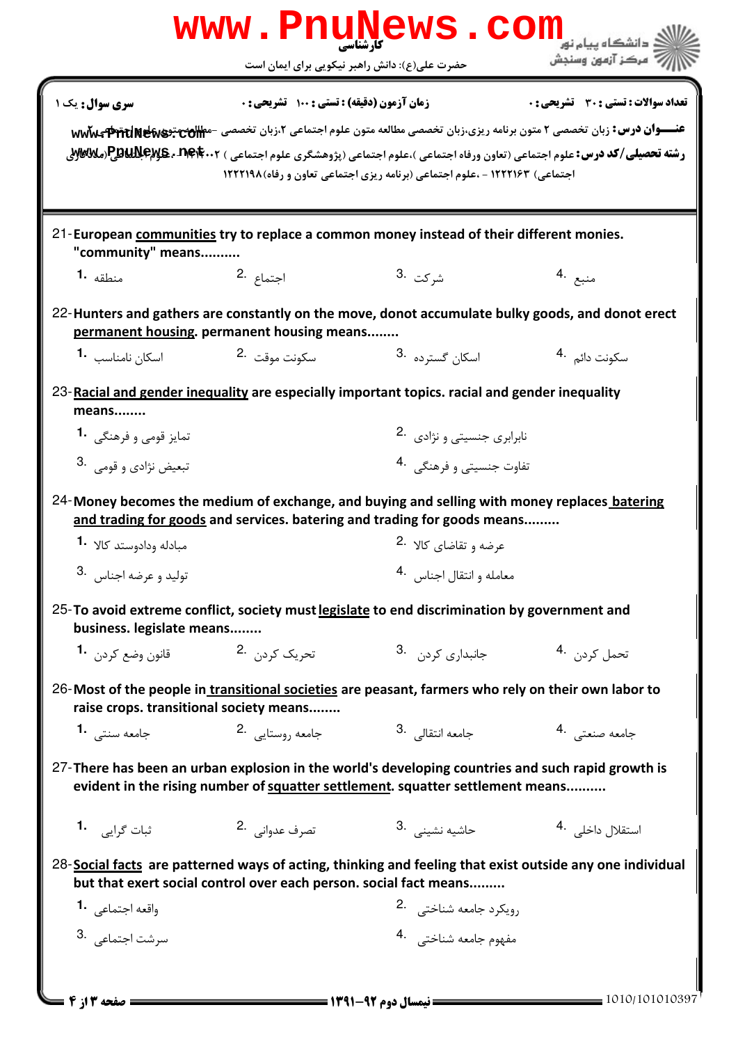**تعداد سوالات : تستی : ۳۰   تشریحی : ۰**   **زمان آزمون (دقیقه) : تستی : ۱۰۰   تشریحی : ۰**   **سری سوال :** یک ۱

**عنـــوان درس:** زبان تخصصی ۲ متون برنامه ریزی،زبان تخصصی مطالعه متون علوم اجتماعی ۲،زبان تخصصی -مطالعه متون علوم اجتماعی ۲

**رشته تحصیلی/کد درس:** علوم اجتماعی (تعاون ورفاه اجتماعی )،علوم اجتماعی (پژوهشگری علوم اجتماعی ) ۱۲۲۲۰۰۲ - ،علوم اجتماعی (مددکاری اجتماعی) ۱۲۲۲۱۶۳ - ،علوم اجتماعی (برنامه ریزی اجتماعی تعاون و رفاه)۱۲۲۲۱۹۸

21- European <u>communities</u> try to replace a common money instead of their different monies. "community" means..........

1. منطقه
2. اجتماع
3. شرکت
4. منبع

22- Hunters and gathers are constantly on the move, donot accumulate bulky goods, and donot erect <u>permanent housing</u>. permanent housing means........

1. اسکان نامناسب
2. سکونت موقت
3. اسکان گسترده
4. سکونت دائم

23- <u>Racial and gender inequality</u> are especially important topics. racial and gender inequality means........

1. تمایز قومی و فرهنگی
2. نابرابری جنسیتی و نژادی
3. تبعیض نژادی و قومی
4. تفاوت جنسیتی و فرهنگی

24- Money becomes the medium of exchange, and buying and selling with money replaces <u>batering and trading for goods</u> and services. batering and trading for goods means.........

1. مبادله وادوستد کالا
2. عرضه و تقاضای کالا
3. تولید و عرضه اجناس
4. معامله و انتقال اجناس

25- To avoid extreme conflict, society must <u>legislate</u> to end discrimination by government and business. legislate means........

1. قانون وضع کردن
2. تحریک کردن
3. جانبداری کردن
4. تحمل کردن

26- Most of the people in <u>transitional societies</u> are peasant, farmers who rely on their own labor to raise crops. transitional society means........

1. جامعه سنتی
2. جامعه روستایی
3. جامعه انتقالی
4. جامعه صنعتی

27- There has been an urban explosion in the world's developing countries and such rapid growth is evident in the rising number of <u>squatter settlement</u>. squatter settlement means..........

1. ثبات گرایی
2. تصرف عدوانی
3. حاشیه نشینی
4. استقلال داخلی

28- <u>Social facts</u> are patterned ways of acting, thinking and feeling that exist outside any one individual but that exert social control over each person. social fact means.........

1. واقعه اجتماعی
2. رویکرد جامعه شناختی
3. سرشت اجتماعی
4. مفهوم جامعه شناختی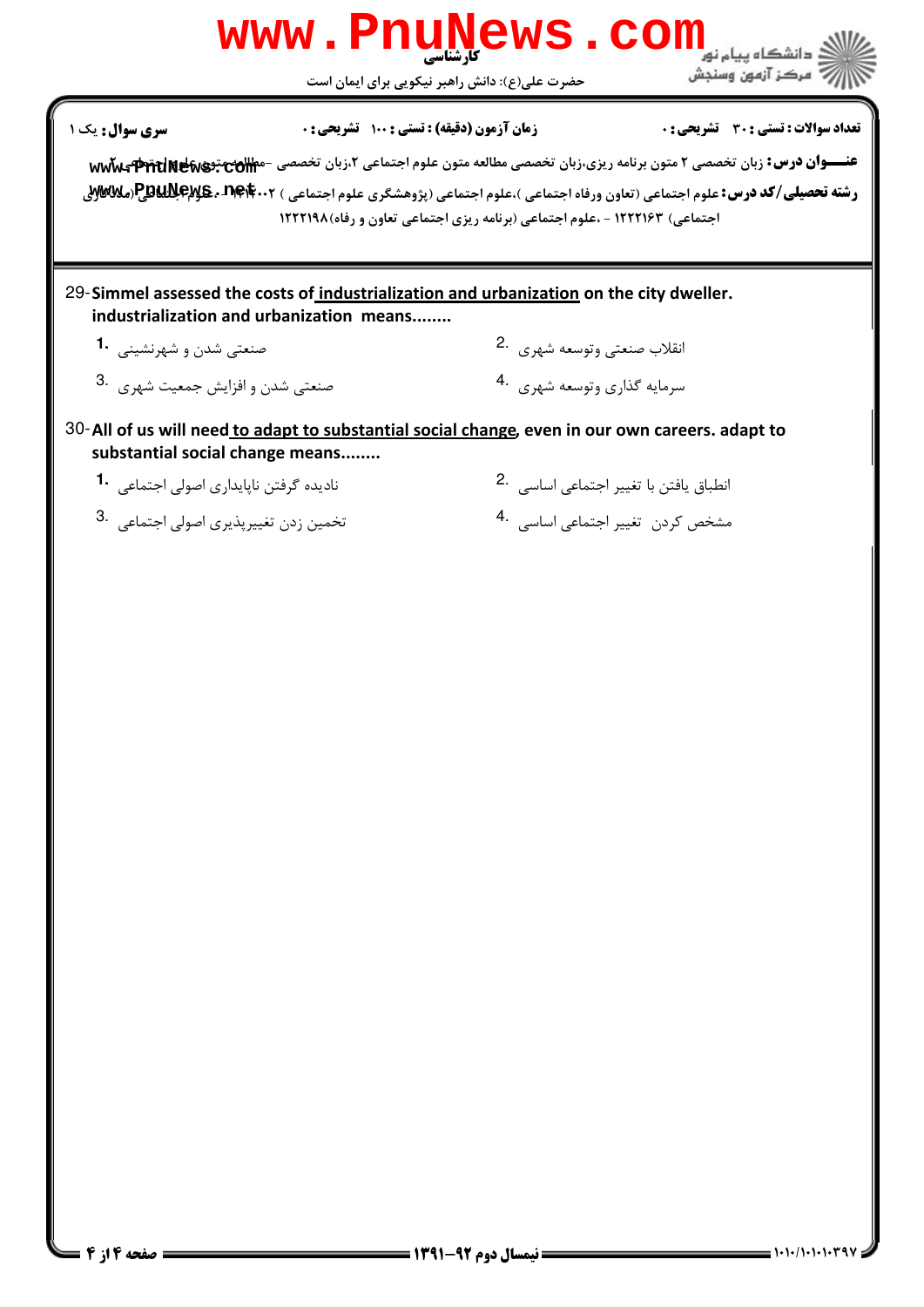29- Simmel assessed the costs of <u>industrialization and urbanization</u> on the city dweller. industrialization and urbanization means........

1. صنعتی شدن و شهرنشینی
2. انقلاب صنعتی وتوسعه شهری
3. صنعتی شدن و افزایش جمعیت شهری
4. سرمایه گذاری وتوسعه شهری

30- All of us will need <u>to adapt to substantial social change</u>, even in our own careers. adapt to substantial social change means........

1. نادیده گرفتن ناپایداری اصولی اجتماعی
2. انطباق یافتن با تغییر اجتماعی اساسی
3. تخمین زدن تغییرپذیری اصولی اجتماعی
4. مشخص کردن تغییر اجتماعی اساسی